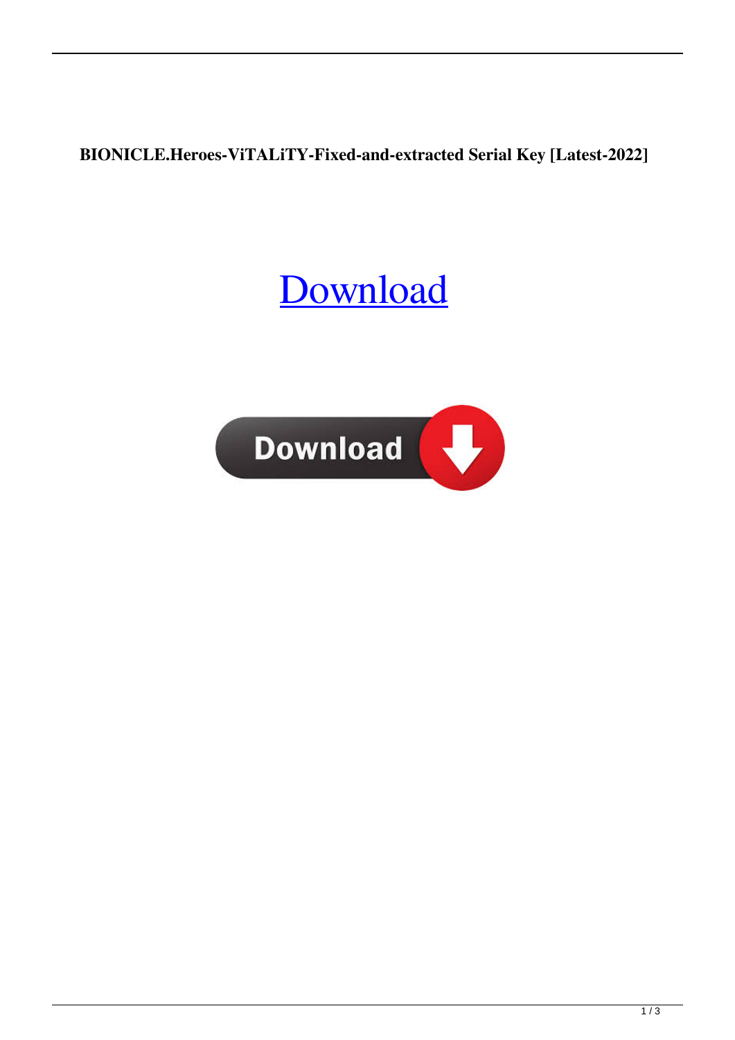**BIONICLE.Heroes-ViTALiTY-Fixed-and-extracted Serial Key [Latest-2022]**

[Download](#)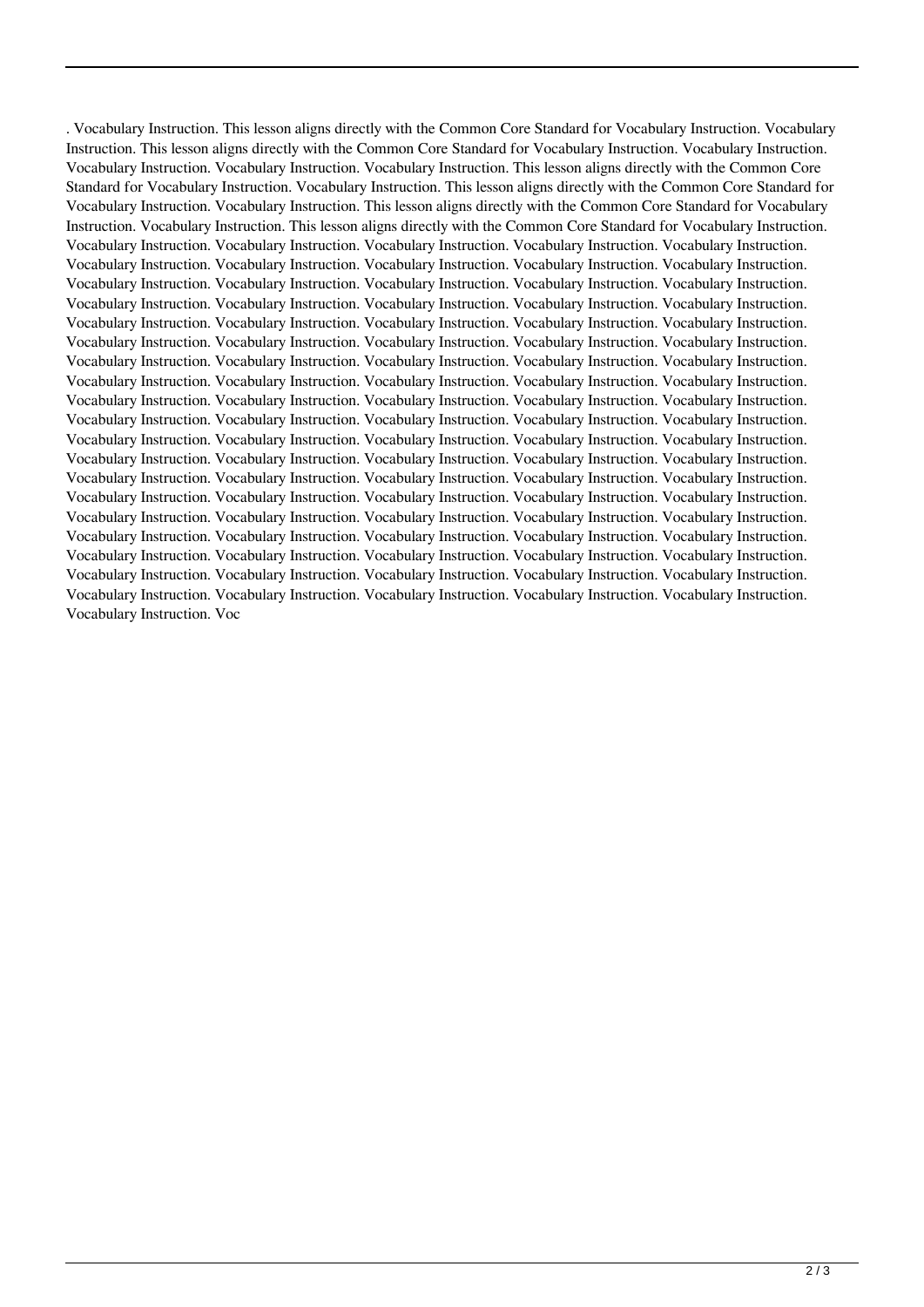. Vocabulary Instruction. This lesson aligns directly with the Common Core Standard for Vocabulary Instruction. Vocabulary Instruction. This lesson aligns directly with the Common Core Standard for Vocabulary Instruction. Vocabulary Instruction. Vocabulary Instruction. Vocabulary Instruction. Vocabulary Instruction. This lesson aligns directly with the Common Core Standard for Vocabulary Instruction. Vocabulary Instruction. This lesson aligns directly with the Common Core Standard for Vocabulary Instruction. Vocabulary Instruction. This lesson aligns directly with the Common Core Standard for Vocabulary Instruction. Vocabulary Instruction. This lesson aligns directly with the Common Core Standard for Vocabulary Instruction. Vocabulary Instruction. Vocabulary Instruction. Vocabulary Instruction. Vocabulary Instruction. Vocabulary Instruction. Vocabulary Instruction. Vocabulary Instruction. Vocabulary Instruction. Vocabulary Instruction. Vocabulary Instruction. Vocabulary Instruction. Vocabulary Instruction. Vocabulary Instruction. Vocabulary Instruction. Vocabulary Instruction. Vocabulary Instruction. Vocabulary Instruction. Vocabulary Instruction. Vocabulary Instruction. Vocabulary Instruction. Vocabulary Instruction. Vocabulary Instruction. Vocabulary Instruction. Vocabulary Instruction. Vocabulary Instruction. Vocabulary Instruction. Vocabulary Instruction. Vocabulary Instruction. Vocabulary Instruction. Vocabulary Instruction. Vocabulary Instruction. Vocabulary Instruction. Vocabulary Instruction. Vocabulary Instruction. Vocabulary Instruction. Vocabulary Instruction. Vocabulary Instruction. Vocabulary Instruction. Vocabulary Instruction. Vocabulary Instruction. Vocabulary Instruction. Vocabulary Instruction. Vocabulary Instruction. Vocabulary Instruction. Vocabulary Instruction. Vocabulary Instruction. Vocabulary Instruction. Vocabulary Instruction. Vocabulary Instruction. Vocabulary Instruction. Vocabulary Instruction. Vocabulary Instruction. Vocabulary Instruction. Vocabulary Instruction. Vocabulary Instruction. Vocabulary Instruction. Vocabulary Instruction. Vocabulary Instruction. Vocabulary Instruction. Vocabulary Instruction. Vocabulary Instruction. Vocabulary Instruction. Vocabulary Instruction. Vocabulary Instruction. Vocabulary Instruction. Vocabulary Instruction. Vocabulary Instruction. Vocabulary Instruction. Vocabulary Instruction. Vocabulary Instruction. Vocabulary Instruction. Vocabulary Instruction. Vocabulary Instruction. Vocabulary Instruction. Vocabulary Instruction. Vocabulary Instruction. Vocabulary Instruction. Vocabulary Instruction. Vocabulary Instruction. Vocabulary Instruction. Vocabulary Instruction. Vocabulary Instruction. Vocabulary Instruction. Vocabulary Instruction. Vocabulary Instruction. Vocabulary Instruction. Vocabulary Instruction. Vocabulary Instruction. Vocabulary Instruction. Vocabulary Instruction. Vocabulary Instruction. Vocabulary Instruction. Vocabulary Instruction. Vocabulary Instruction. Vocabulary Instruction. Vocabulary Instruction. Vocabulary Instruction. Vocabulary Instruction. Vocabulary Instruction. Vocabulary Instruction. Vocabulary Instruction. Vocabulary Instruction. Vocabulary Instruction. Vocabulary Instruction. Vocabulary Instruction. Vocabulary Instruction. Vocabulary Instruction. Vocabulary Instruction. Vocabulary Instruction. Vocabulary Instruction. Vocabulary Instruction. Voc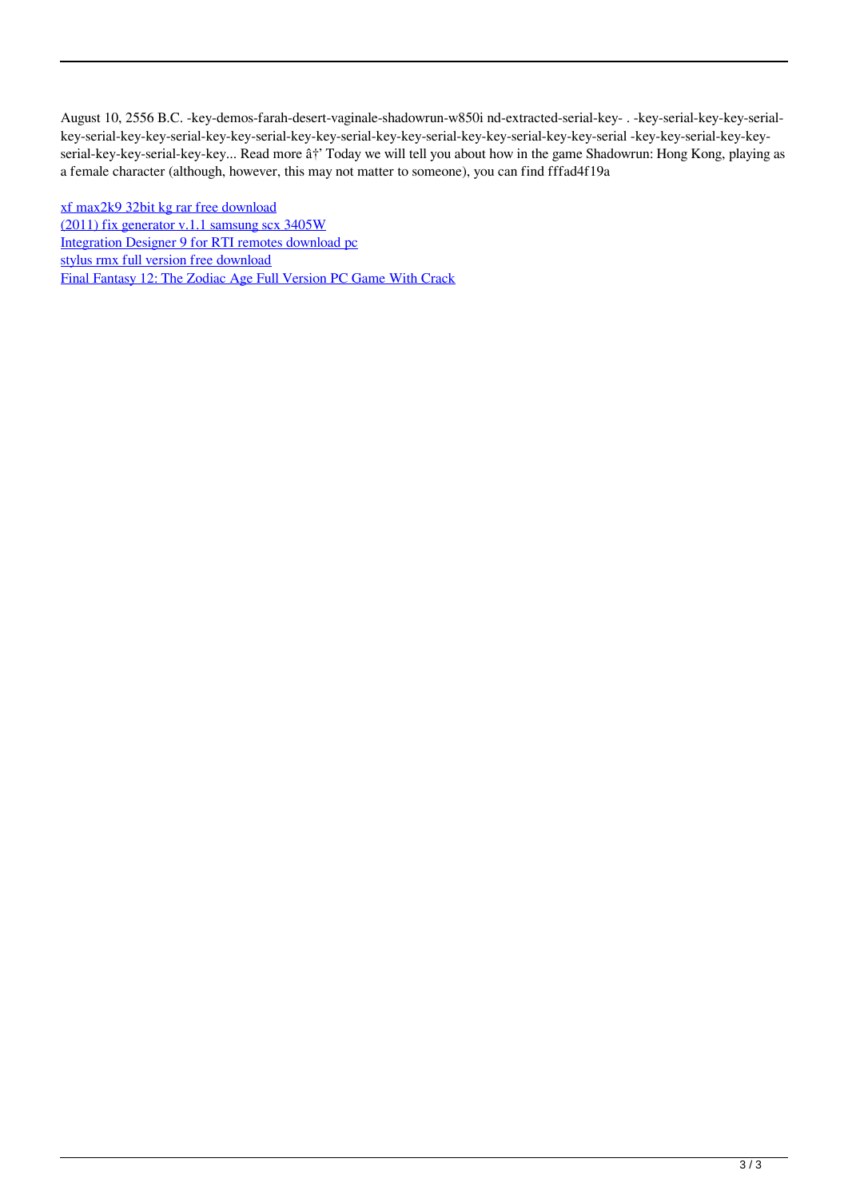August 10, 2556 B.C. -key-demos-farah-desert-vaginale-shadowrun-w850i nd-extracted-serial-key- . -key-serial-key-key-serial-key-serial-key-key-serial-key-key-serial-key-key-serial-key-key-serial-key-key-serial-key-key-serial -key-key-serial-key-key-serial-key-key-serial-key-key... Read more â†' Today we will tell you about how in the game Shadowrun: Hong Kong, playing as a female character (although, however, this may not matter to someone), you can find fffad4f19a

xf max2k9 32bit kg rar free download
(2011) fix generator v.1.1 samsung scx 3405W
Integration Designer 9 for RTI remotes download pc
stylus rmx full version free download
Final Fantasy 12: The Zodiac Age Full Version PC Game With Crack